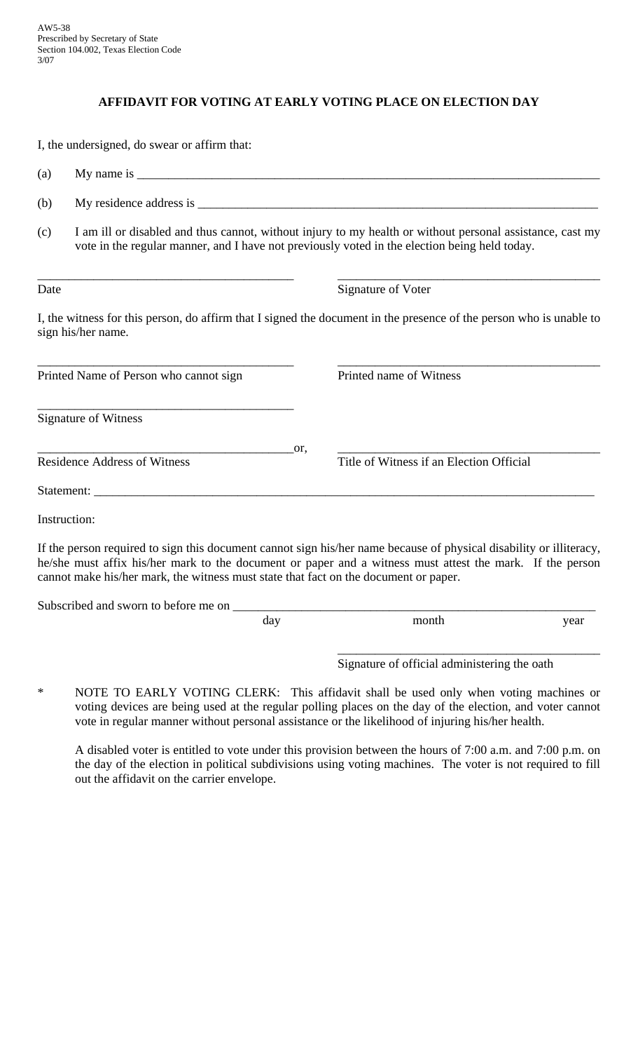AW5-38
Prescribed by Secretary of State
Section 104.002, Texas Election Code
3/07

## AFFIDAVIT FOR VOTING AT EARLY VOTING PLACE ON ELECTION DAY

I, the undersigned, do swear or affirm that:

(a) My name is ______________________________________________

(b) My residence address is ______________________________________________

(c) I am ill or disabled and thus cannot, without injury to my health or without personal assistance, cast my vote in the regular manner, and I have not previously voted in the election being held today.

______________________________ ______________________________
Date Signature of Voter

I, the witness for this person, do affirm that I signed the document in the presence of the person who is unable to sign his/her name.

______________________________ ______________________________
Printed Name of Person who cannot sign Printed name of Witness

______________________________
Signature of Witness

______________________________ or, ______________________________
Residence Address of Witness Title of Witness if an Election Official

Statement: ______________________________________________

Instruction:

If the person required to sign this document cannot sign his/her name because of physical disability or illiteracy, he/she must affix his/her mark to the document or paper and a witness must attest the mark. If the person cannot make his/her mark, the witness must state that fact on the document or paper.

Subscribed and sworn to before me on ______________________________________________
day month year

______________________________
Signature of official administering the oath

\* NOTE TO EARLY VOTING CLERK: This affidavit shall be used only when voting machines or voting devices are being used at the regular polling places on the day of the election, and voter cannot vote in regular manner without personal assistance or the likelihood of injuring his/her health.

A disabled voter is entitled to vote under this provision between the hours of 7:00 a.m. and 7:00 p.m. on the day of the election in political subdivisions using voting machines. The voter is not required to fill out the affidavit on the carrier envelope.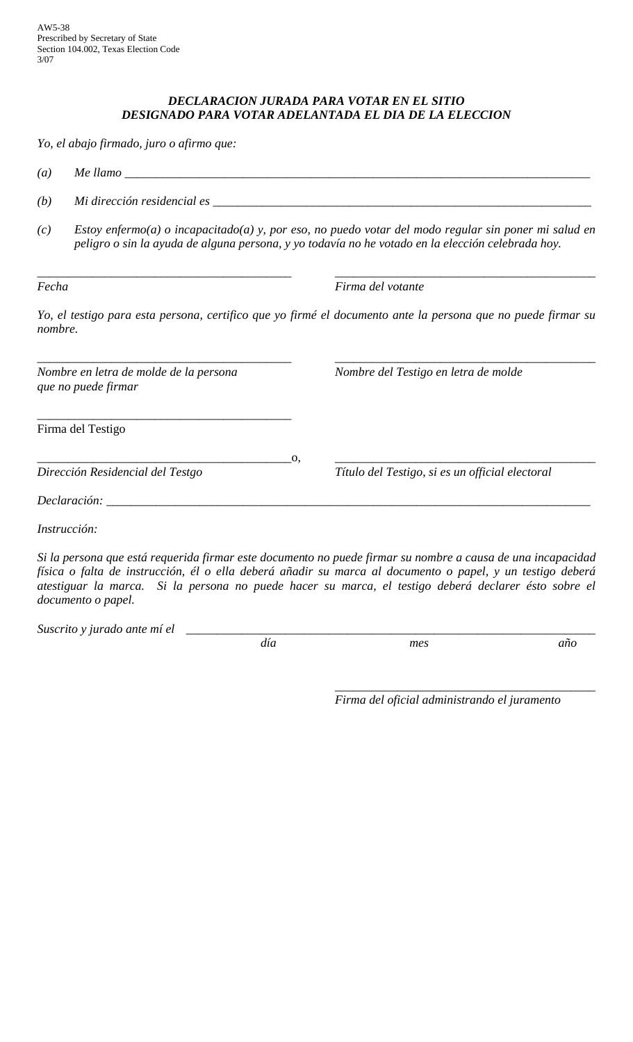AW5-38
Prescribed by Secretary of State
Section 104.002, Texas Election Code
3/07

### *DECLARACION JURADA PARA VOTAR EN EL SITIO DESIGNADO PARA VOTAR ADELANTADA EL DIA DE LA ELECCION*

*Yo, el abajo firmado, juro o afirmo que:*

*(a)* *Me llamo* ________________________________________________________________________________

*(b)* *Mi dirección residencial es* _________________________________________________________________

*(c)* *Estoy enfermo(a) o incapacitado(a) y, por eso, no puedo votar del modo regular sin poner mi salud en peligro o sin la ayuda de alguna persona, y yo todavía no he votado en la elección celebrada hoy.*

__________________________________________ __________________________________________
*Fecha* *Firma del votante*

*Yo, el testigo para esta persona, certifico que yo firmé el documento ante la persona que no puede firmar su nombre.*

__________________________________________ __________________________________________
*Nombre en letra de molde de la persona que no puede firmar* *Nombre del Testigo en letra de molde*

__________________________________________
Firma del Testigo

__________________________________________o, __________________________________________
*Dirección Residencial del Testgo* *Título del Testigo, si es un official electoral*

*Declaración:* ________________________________________________________________________________

*Instrucción:*

*Si la persona que está requerida firmar este documento no puede firmar su nombre a causa de una incapacidad física o falta de instrucción, él o ella deberá añadir su marca al documento o papel, y un testigo deberá atestiguar la marca. Si la persona no puede hacer su marca, el testigo deberá declarer ésto sobre el documento o papel.*

*Suscrito y jurado ante mí el* ______________________________________________________________
*día* *mes* *año*

__________________________________________
*Firma del oficial administrando el juramento*